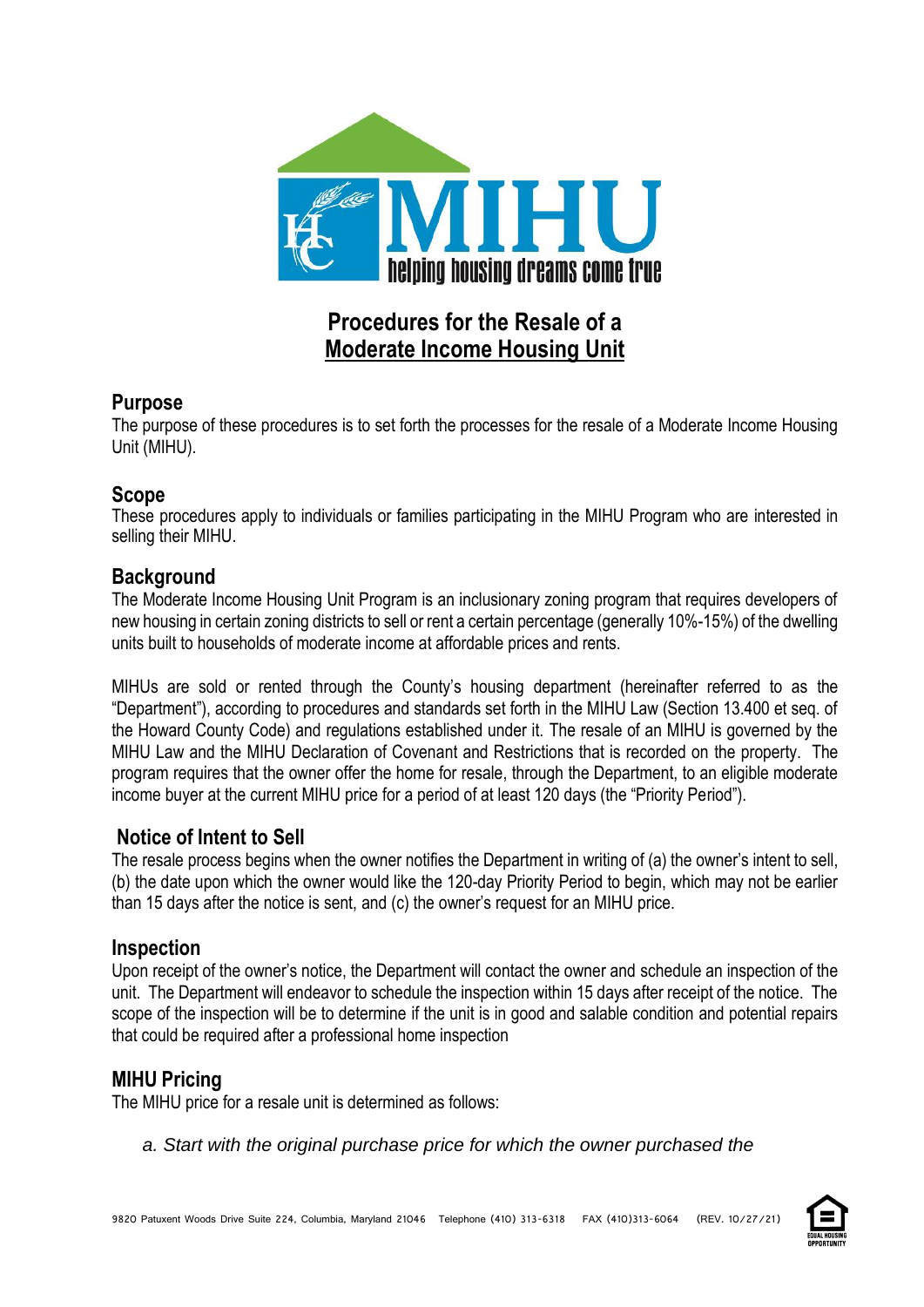# Procedures for the Resale of a Moderate Income Housing Unit

## Purpose

The purpose of these procedures is to set forth the processes for the resale of a Moderate Income Housing Unit (MIHU).

## Scope

These procedures apply to individuals or families participating in the MIHU Program who are interested in selling their MIHU.

## Background

The Moderate Income Housing Unit Program is an inclusionary zoning program that requires developers of new housing in certain zoning districts to sell or rent a certain percentage (generally 10%-15%) of the dwelling units built to households of moderate income at affordable prices and rents.

MIHUs are sold or rented through the County's housing department (hereinafter referred to as the "Department"), according to procedures and standards set forth in the MIHU Law (Section 13.400 et seq. of the Howard County Code) and regulations established under it. The resale of an MIHU is governed by the MIHU Law and the MIHU Declaration of Covenant and Restrictions that is recorded on the property. The program requires that the owner offer the home for resale, through the Department, to an eligible moderate income buyer at the current MIHU price for a period of at least 120 days (the "Priority Period").

## Notice of Intent to Sell

The resale process begins when the owner notifies the Department in writing of (a) the owner's intent to sell, (b) the date upon which the owner would like the 120-day Priority Period to begin, which may not be earlier than 15 days after the notice is sent, and (c) the owner's request for an MIHU price.

## Inspection

Upon receipt of the owner's notice, the Department will contact the owner and schedule an inspection of the unit. The Department will endeavor to schedule the inspection within 15 days after receipt of the notice. The scope of the inspection will be to determine if the unit is in good and salable condition and potential repairs that could be required after a professional home inspection

## MIHU Pricing

The MIHU price for a resale unit is determined as follows:

*a. Start with the original purchase price for which the owner purchased the*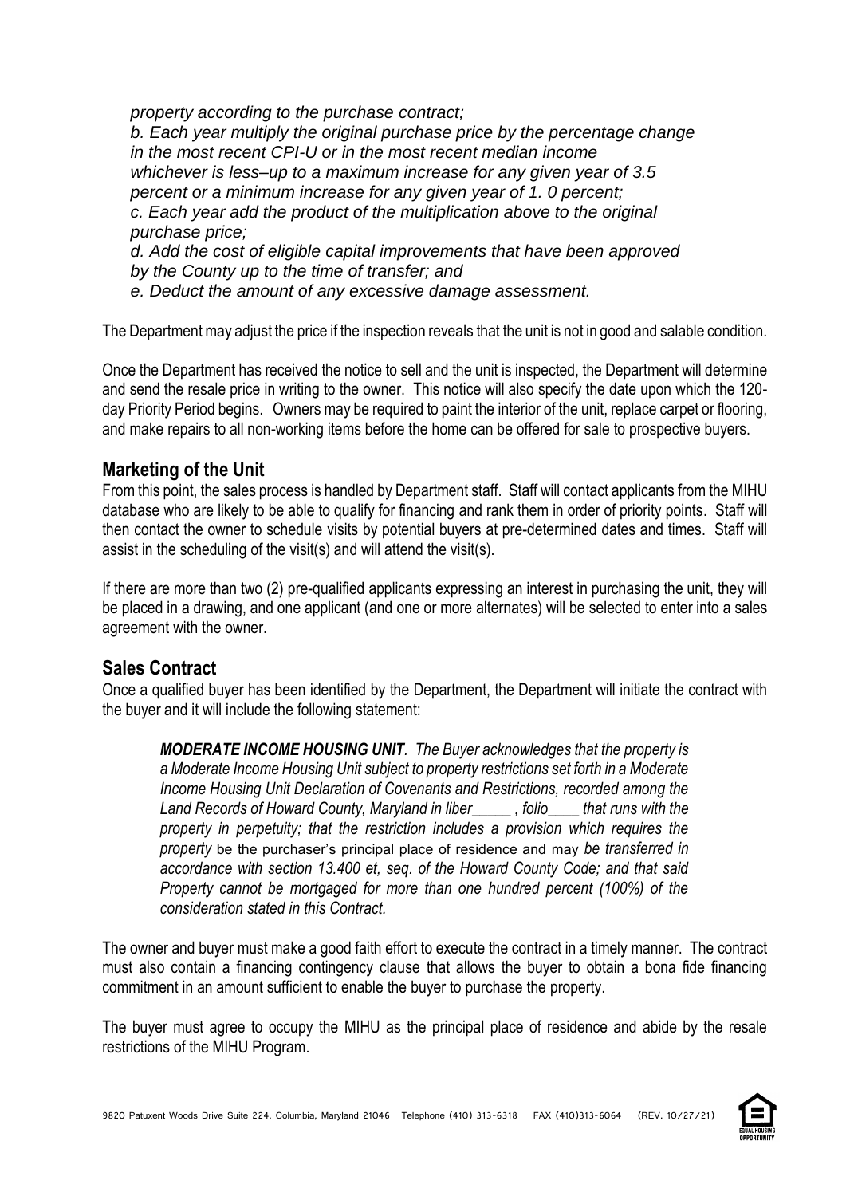*property according to the purchase contract;*

*b. Each year multiply the original purchase price by the percentage change in the most recent CPI-U or in the most recent median income whichever is less–up to a maximum increase for any given year of 3.5 percent or a minimum increase for any given year of 1. 0 percent;*

*c. Each year add the product of the multiplication above to the original purchase price;*

*d. Add the cost of eligible capital improvements that have been approved by the County up to the time of transfer; and*

*e. Deduct the amount of any excessive damage assessment.*

The Department may adjust the price if the inspection reveals that the unit is not in good and salable condition.

Once the Department has received the notice to sell and the unit is inspected, the Department will determine and send the resale price in writing to the owner. This notice will also specify the date upon which the 120-day Priority Period begins. Owners may be required to paint the interior of the unit, replace carpet or flooring, and make repairs to all non-working items before the home can be offered for sale to prospective buyers.

## Marketing of the Unit

From this point, the sales process is handled by Department staff. Staff will contact applicants from the MIHU database who are likely to be able to qualify for financing and rank them in order of priority points. Staff will then contact the owner to schedule visits by potential buyers at pre-determined dates and times. Staff will assist in the scheduling of the visit(s) and will attend the visit(s).

If there are more than two (2) pre-qualified applicants expressing an interest in purchasing the unit, they will be placed in a drawing, and one applicant (and one or more alternates) will be selected to enter into a sales agreement with the owner.

## Sales Contract

Once a qualified buyer has been identified by the Department, the Department will initiate the contract with the buyer and it will include the following statement:

> ***MODERATE INCOME HOUSING UNIT***. *The Buyer acknowledges that the property is a Moderate Income Housing Unit subject to property restrictions set forth in a Moderate Income Housing Unit Declaration of Covenants and Restrictions, recorded among the Land Records of Howard County, Maryland in liber_____ , folio____ that runs with the property in perpetuity; that the restriction includes a provision which requires the property* be the purchaser's principal place of residence and may *be transferred in accordance with section 13.400 et, seq. of the Howard County Code; and that said Property cannot be mortgaged for more than one hundred percent (100%) of the consideration stated in this Contract.*

The owner and buyer must make a good faith effort to execute the contract in a timely manner. The contract must also contain a financing contingency clause that allows the buyer to obtain a bona fide financing commitment in an amount sufficient to enable the buyer to purchase the property.

The buyer must agree to occupy the MIHU as the principal place of residence and abide by the resale restrictions of the MIHU Program.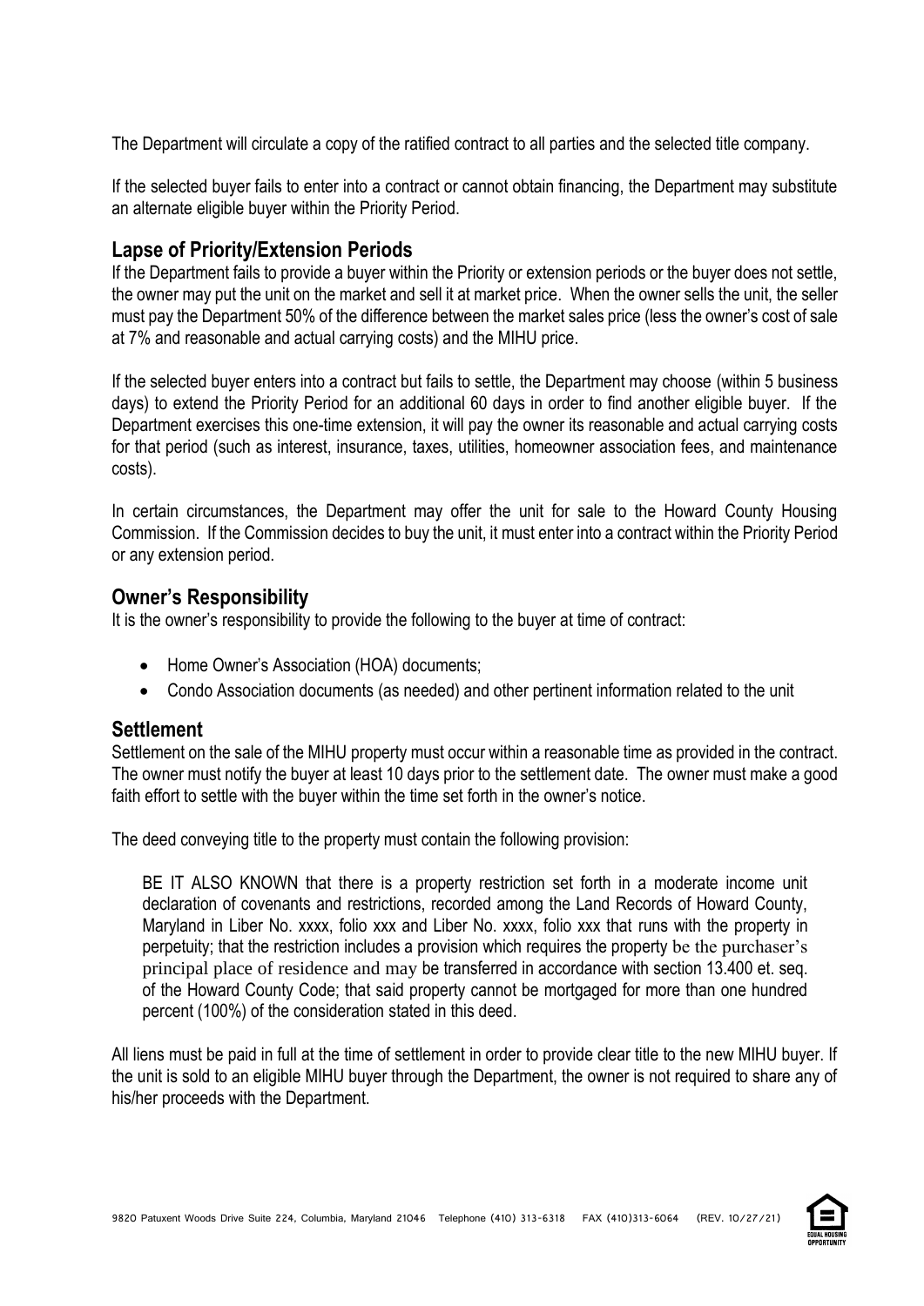The Department will circulate a copy of the ratified contract to all parties and the selected title company.

If the selected buyer fails to enter into a contract or cannot obtain financing, the Department may substitute an alternate eligible buyer within the Priority Period.

## Lapse of Priority/Extension Periods

If the Department fails to provide a buyer within the Priority or extension periods or the buyer does not settle, the owner may put the unit on the market and sell it at market price. When the owner sells the unit, the seller must pay the Department 50% of the difference between the market sales price (less the owner's cost of sale at 7% and reasonable and actual carrying costs) and the MIHU price.

If the selected buyer enters into a contract but fails to settle, the Department may choose (within 5 business days) to extend the Priority Period for an additional 60 days in order to find another eligible buyer. If the Department exercises this one-time extension, it will pay the owner its reasonable and actual carrying costs for that period (such as interest, insurance, taxes, utilities, homeowner association fees, and maintenance costs).

In certain circumstances, the Department may offer the unit for sale to the Howard County Housing Commission. If the Commission decides to buy the unit, it must enter into a contract within the Priority Period or any extension period.

## Owner's Responsibility

It is the owner's responsibility to provide the following to the buyer at time of contract:

- Home Owner's Association (HOA) documents;
- Condo Association documents (as needed) and other pertinent information related to the unit

## Settlement

Settlement on the sale of the MIHU property must occur within a reasonable time as provided in the contract. The owner must notify the buyer at least 10 days prior to the settlement date. The owner must make a good faith effort to settle with the buyer within the time set forth in the owner's notice.

The deed conveying title to the property must contain the following provision:

> BE IT ALSO KNOWN that there is a property restriction set forth in a moderate income unit declaration of covenants and restrictions, recorded among the Land Records of Howard County, Maryland in Liber No. xxxx, folio xxx and Liber No. xxxx, folio xxx that runs with the property in perpetuity; that the restriction includes a provision which requires the property be the purchaser's principal place of residence and may be transferred in accordance with section 13.400 et. seq. of the Howard County Code; that said property cannot be mortgaged for more than one hundred percent (100%) of the consideration stated in this deed.

All liens must be paid in full at the time of settlement in order to provide clear title to the new MIHU buyer. If the unit is sold to an eligible MIHU buyer through the Department, the owner is not required to share any of his/her proceeds with the Department.